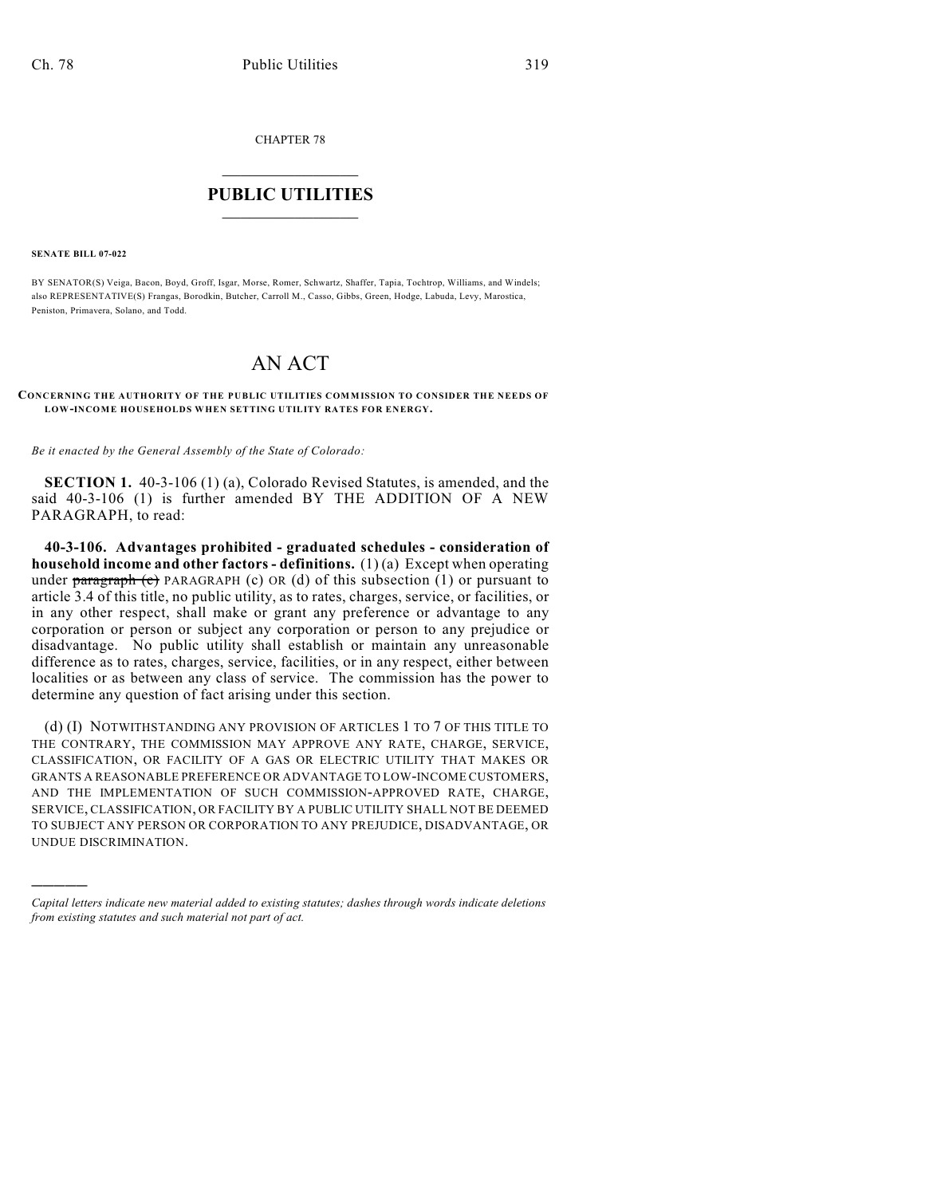CHAPTER 78

# PUBLIC UTILITIES

**SENATE BILL 07-022**

BY SENATOR(S) Veiga, Bacon, Boyd, Groff, Isgar, Morse, Romer, Schwartz, Shaffer, Tapia, Tochtrop, Williams, and Windels; also REPRESENTATIVE(S) Frangas, Borodkin, Butcher, Carroll M., Casso, Gibbs, Green, Hodge, Labuda, Levy, Marostica, Peniston, Primavera, Solano, and Todd.

# AN ACT

**CONCERNING THE AUTHORITY OF THE PUBLIC UTILITIES COMMISSION TO CONSIDER THE NEEDS OF LOW-INCOME HOUSEHOLDS WHEN SETTING UTILITY RATES FOR ENERGY.**

*Be it enacted by the General Assembly of the State of Colorado:*

**SECTION 1.** 40-3-106 (1) (a), Colorado Revised Statutes, is amended, and the said 40-3-106 (1) is further amended BY THE ADDITION OF A NEW PARAGRAPH, to read:

**40-3-106. Advantages prohibited - graduated schedules - consideration of household income and other factors - definitions.** (1) (a) Except when operating under ~~paragraph (c)~~ PARAGRAPH (c) OR (d) of this subsection (1) or pursuant to article 3.4 of this title, no public utility, as to rates, charges, service, or facilities, or in any other respect, shall make or grant any preference or advantage to any corporation or person or subject any corporation or person to any prejudice or disadvantage. No public utility shall establish or maintain any unreasonable difference as to rates, charges, service, facilities, or in any respect, either between localities or as between any class of service. The commission has the power to determine any question of fact arising under this section.

(d) (I) NOTWITHSTANDING ANY PROVISION OF ARTICLES 1 TO 7 OF THIS TITLE TO THE CONTRARY, THE COMMISSION MAY APPROVE ANY RATE, CHARGE, SERVICE, CLASSIFICATION, OR FACILITY OF A GAS OR ELECTRIC UTILITY THAT MAKES OR GRANTS A REASONABLE PREFERENCE OR ADVANTAGE TO LOW-INCOME CUSTOMERS, AND THE IMPLEMENTATION OF SUCH COMMISSION-APPROVED RATE, CHARGE, SERVICE, CLASSIFICATION, OR FACILITY BY A PUBLIC UTILITY SHALL NOT BE DEEMED TO SUBJECT ANY PERSON OR CORPORATION TO ANY PREJUDICE, DISADVANTAGE, OR UNDUE DISCRIMINATION.

---

*Capital letters indicate new material added to existing statutes; dashes through words indicate deletions from existing statutes and such material not part of act.*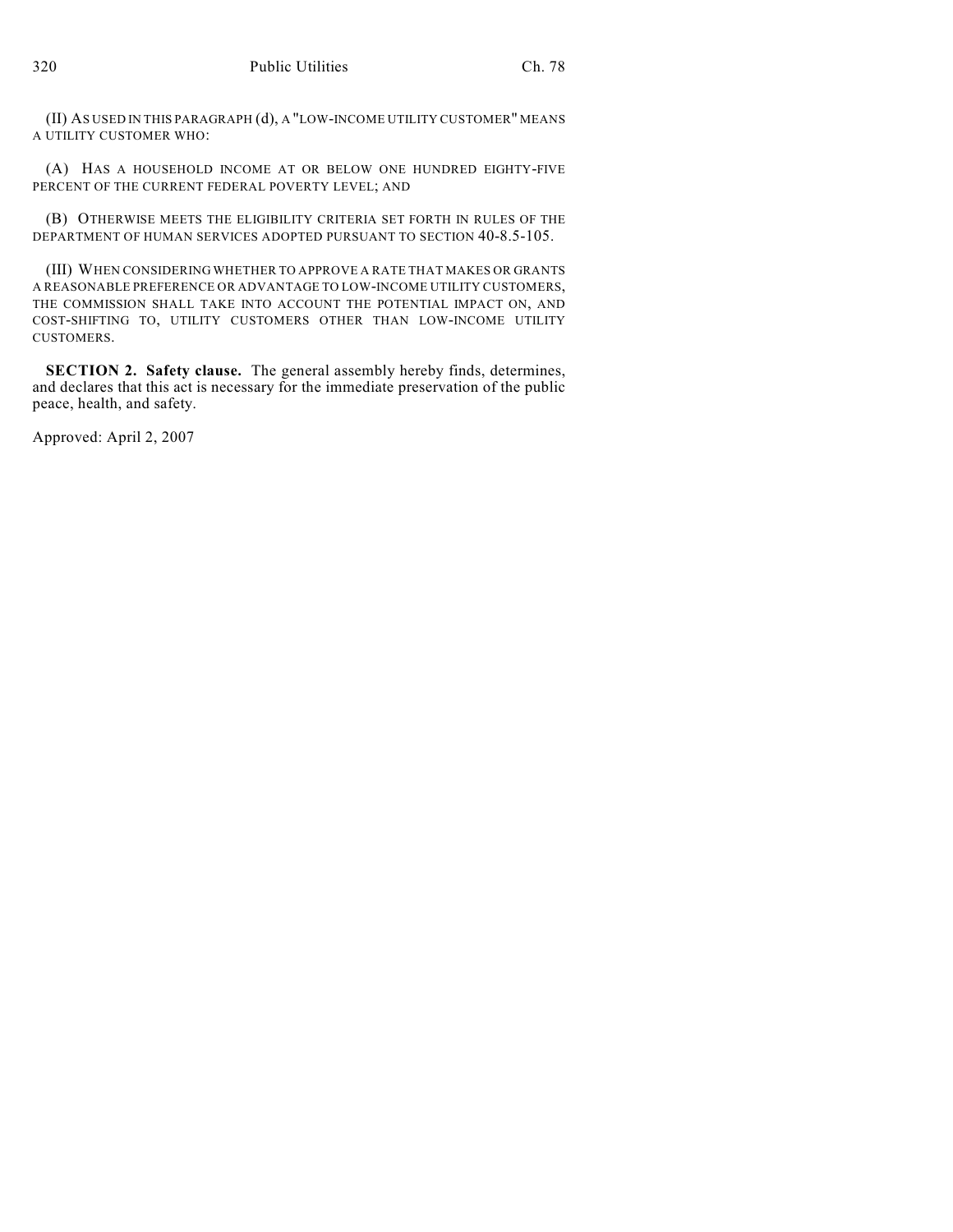(II) AS USED IN THIS PARAGRAPH (d), A "LOW-INCOME UTILITY CUSTOMER" MEANS A UTILITY CUSTOMER WHO:

(A) HAS A HOUSEHOLD INCOME AT OR BELOW ONE HUNDRED EIGHTY-FIVE PERCENT OF THE CURRENT FEDERAL POVERTY LEVEL; AND

(B) OTHERWISE MEETS THE ELIGIBILITY CRITERIA SET FORTH IN RULES OF THE DEPARTMENT OF HUMAN SERVICES ADOPTED PURSUANT TO SECTION 40-8.5-105.

(III) WHEN CONSIDERING WHETHER TO APPROVE A RATE THAT MAKES OR GRANTS A REASONABLE PREFERENCE OR ADVANTAGE TO LOW-INCOME UTILITY CUSTOMERS, THE COMMISSION SHALL TAKE INTO ACCOUNT THE POTENTIAL IMPACT ON, AND COST-SHIFTING TO, UTILITY CUSTOMERS OTHER THAN LOW-INCOME UTILITY CUSTOMERS.

**SECTION 2. Safety clause.** The general assembly hereby finds, determines, and declares that this act is necessary for the immediate preservation of the public peace, health, and safety.

Approved: April 2, 2007